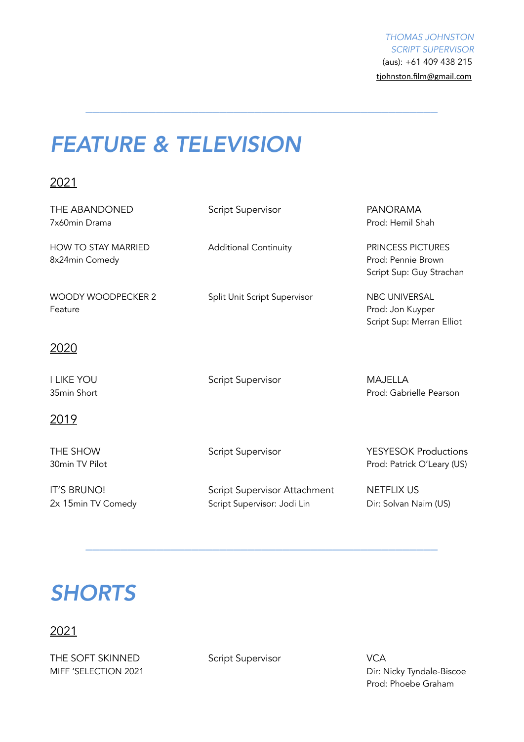*THOMAS JOHNSTON*
*SCRIPT SUPERVISOR*
(aus): +61 409 438 215
tjohnston.film@gmail.com

---

# *FEATURE & TELEVISION*

## 2021

| | | |
|---|---|---|
| THE ABANDONED<br>7x60min Drama | Script Supervisor | PANORAMA<br>Prod: Hemil Shah |
| HOW TO STAY MARRIED<br>8x24min Comedy | Additional Continuity | PRINCESS PICTURES<br>Prod: Pennie Brown<br>Script Sup: Guy Strachan |
| WOODY WOODPECKER 2<br>Feature | Split Unit Script Supervisor | NBC UNIVERSAL<br>Prod: Jon Kuyper<br>Script Sup: Merran Elliot |

## 2020

| | | |
|---|---|---|
| I LIKE YOU<br>35min Short | Script Supervisor | MAJELLA<br>Prod: Gabrielle Pearson |

## 2019

| | | |
|---|---|---|
| THE SHOW<br>30min TV Pilot | Script Supervisor | YESYESOK Productions<br>Prod: Patrick O'Leary (US) |
| IT'S BRUNO!<br>2x 15min TV Comedy | Script Supervisor Attachment<br>Script Supervisor: Jodi Lin | NETFLIX US<br>Dir: Solvan Naim (US) |

---

# *SHORTS*

## 2021

| | | |
|---|---|---|
| THE SOFT SKINNED<br>MIFF 'SELECTION 2021 | Script Supervisor | VCA<br>Dir: Nicky Tyndale-Biscoe<br>Prod: Phoebe Graham |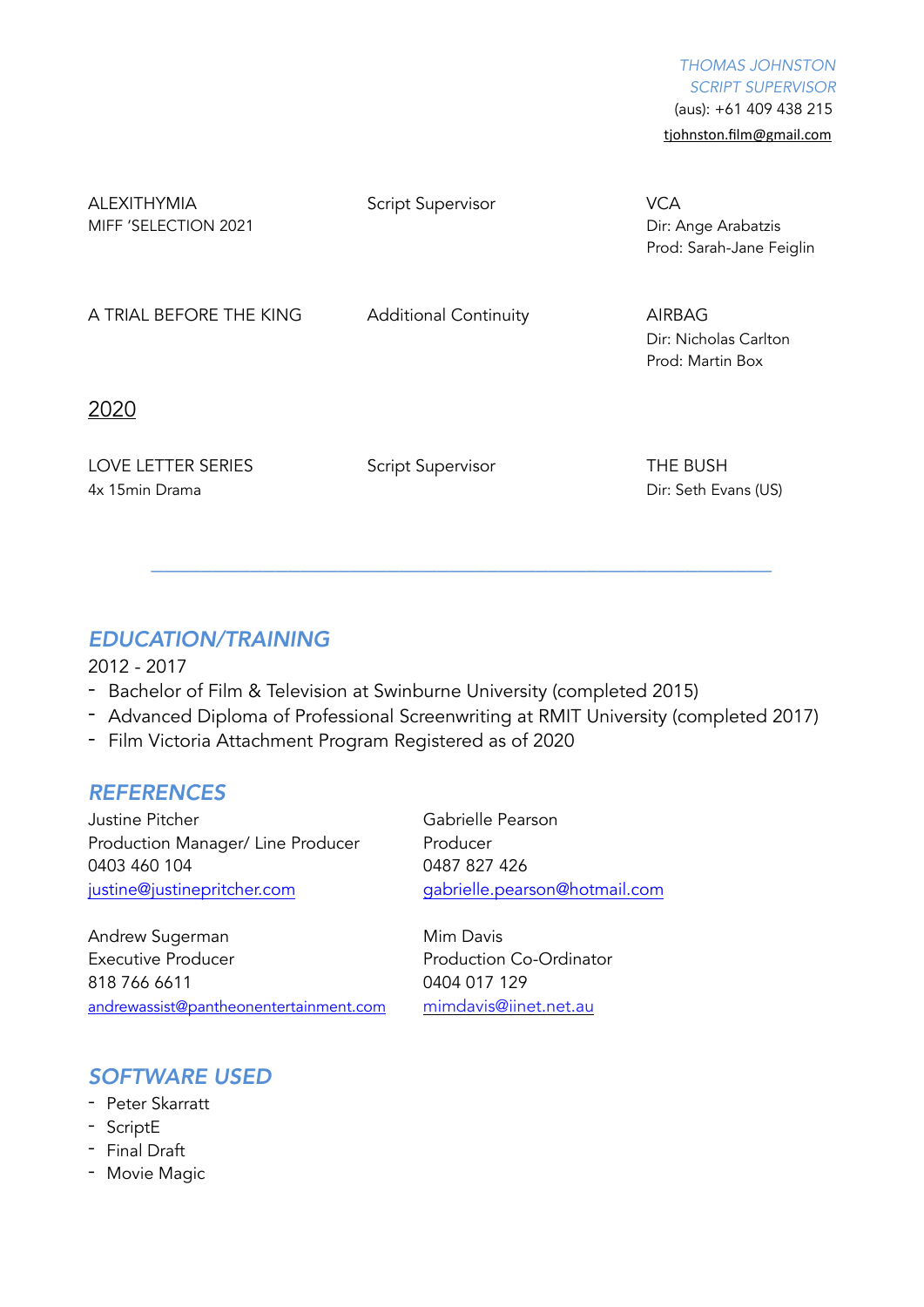*THOMAS JOHNSTON*
*SCRIPT SUPERVISOR*
(aus): +61 409 438 215
tjohnston.film@gmail.com

| | | |
|---|---|---|
| ALEXITHYMIA<br>MIFF 'SELECTION 2021 | Script Supervisor | VCA<br>Dir: Ange Arabatzis<br>Prod: Sarah-Jane Feiglin |
| A TRIAL BEFORE THE KING | Additional Continuity | AIRBAG<br>Dir: Nicholas Carlton<br>Prod: Martin Box |

## 2020

| | | |
|---|---|---|
| LOVE LETTER SERIES<br>4x 15min Drama | Script Supervisor | THE BUSH<br>Dir: Seth Evans (US) |

---

## *EDUCATION/TRAINING*

2012 - 2017

- Bachelor of Film & Television at Swinburne University (completed 2015)
- Advanced Diploma of Professional Screenwriting at RMIT University (completed 2017)
- Film Victoria Attachment Program Registered as of 2020

## *REFERENCES*

Justine Pitcher
Production Manager/ Line Producer
0403 460 104
justine@justinepritcher.com

Gabrielle Pearson
Producer
0487 827 426
gabrielle.pearson@hotmail.com

Andrew Sugerman
Executive Producer
818 766 6611
andrewassist@pantheonentertainment.com

Mim Davis
Production Co-Ordinator
0404 017 129
mimdavis@iinet.net.au

## *SOFTWARE USED*

- Peter Skarratt
- ScriptE
- Final Draft
- Movie Magic